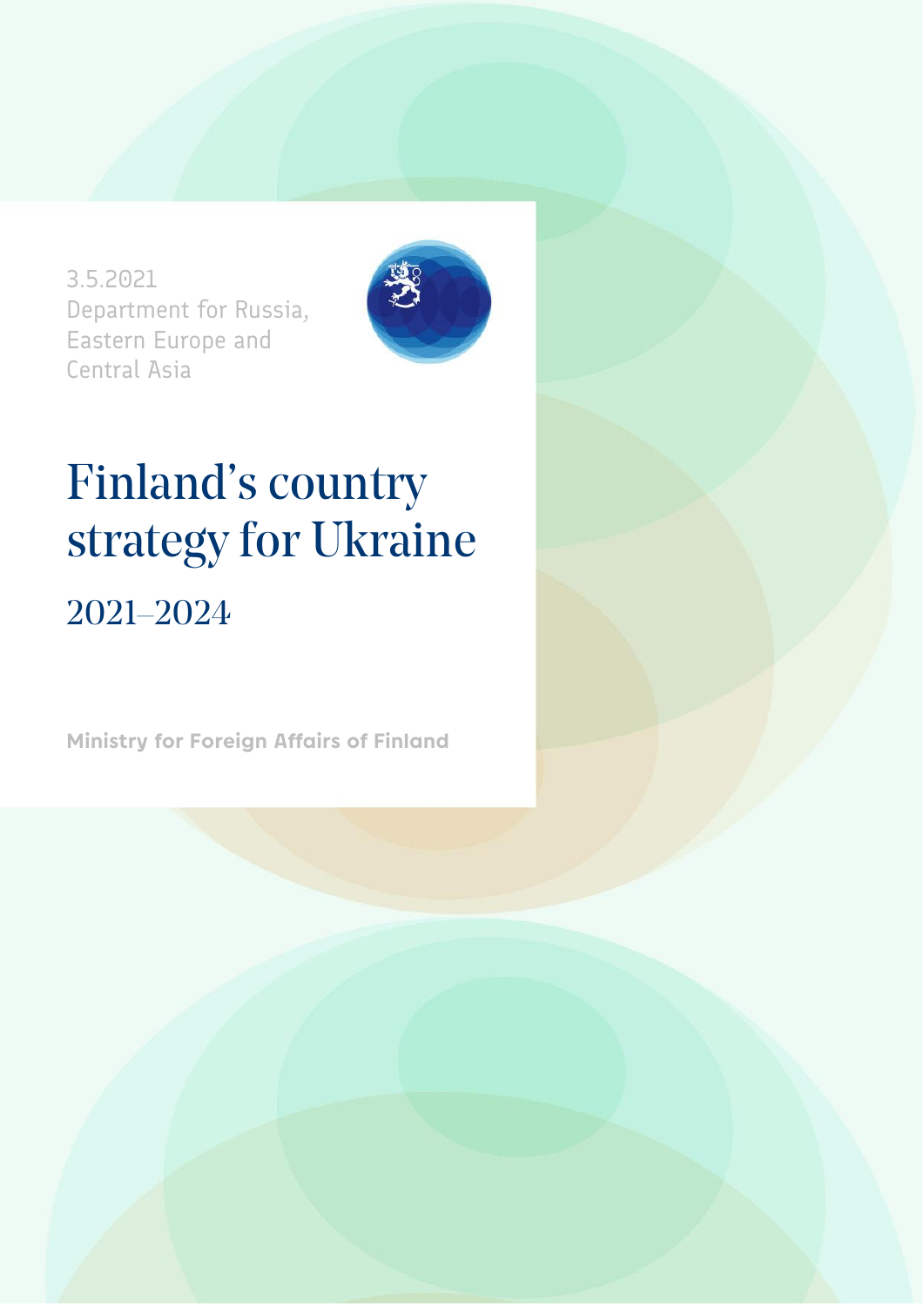3.5.2021
Department for Russia, Eastern Europe and Central Asia

# Finland's country strategy for Ukraine

## 2021–2024

**Ministry for Foreign Affairs of Finland**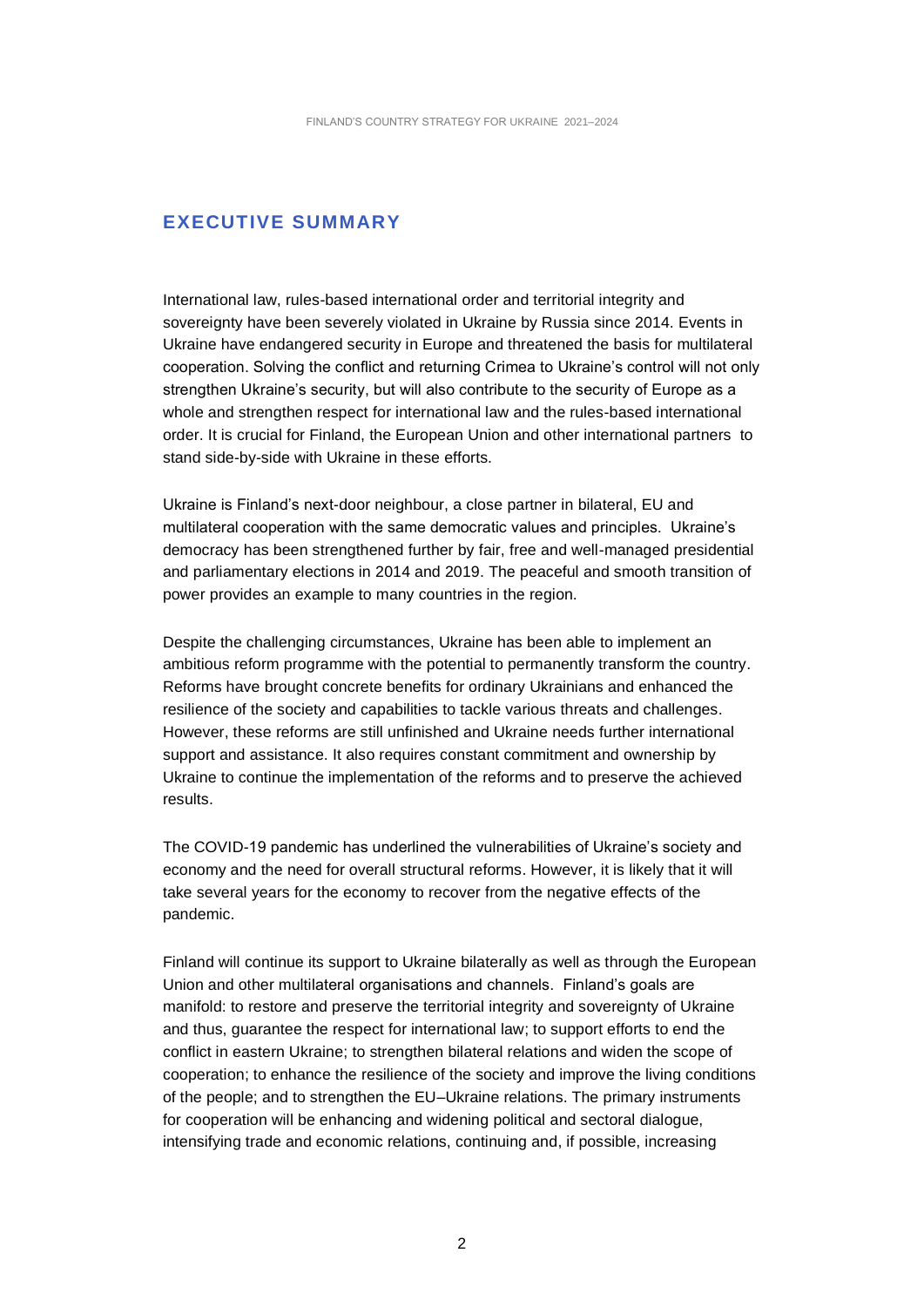## EXECUTIVE SUMMARY

International law, rules-based international order and territorial integrity and sovereignty have been severely violated in Ukraine by Russia since 2014. Events in Ukraine have endangered security in Europe and threatened the basis for multilateral cooperation. Solving the conflict and returning Crimea to Ukraine's control will not only strengthen Ukraine's security, but will also contribute to the security of Europe as a whole and strengthen respect for international law and the rules-based international order. It is crucial for Finland, the European Union and other international partners to stand side-by-side with Ukraine in these efforts.

Ukraine is Finland's next-door neighbour, a close partner in bilateral, EU and multilateral cooperation with the same democratic values and principles. Ukraine's democracy has been strengthened further by fair, free and well-managed presidential and parliamentary elections in 2014 and 2019. The peaceful and smooth transition of power provides an example to many countries in the region.

Despite the challenging circumstances, Ukraine has been able to implement an ambitious reform programme with the potential to permanently transform the country. Reforms have brought concrete benefits for ordinary Ukrainians and enhanced the resilience of the society and capabilities to tackle various threats and challenges. However, these reforms are still unfinished and Ukraine needs further international support and assistance. It also requires constant commitment and ownership by Ukraine to continue the implementation of the reforms and to preserve the achieved results.

The COVID-19 pandemic has underlined the vulnerabilities of Ukraine's society and economy and the need for overall structural reforms. However, it is likely that it will take several years for the economy to recover from the negative effects of the pandemic.

Finland will continue its support to Ukraine bilaterally as well as through the European Union and other multilateral organisations and channels. Finland's goals are manifold: to restore and preserve the territorial integrity and sovereignty of Ukraine and thus, guarantee the respect for international law; to support efforts to end the conflict in eastern Ukraine; to strengthen bilateral relations and widen the scope of cooperation; to enhance the resilience of the society and improve the living conditions of the people; and to strengthen the EU–Ukraine relations. The primary instruments for cooperation will be enhancing and widening political and sectoral dialogue, intensifying trade and economic relations, continuing and, if possible, increasing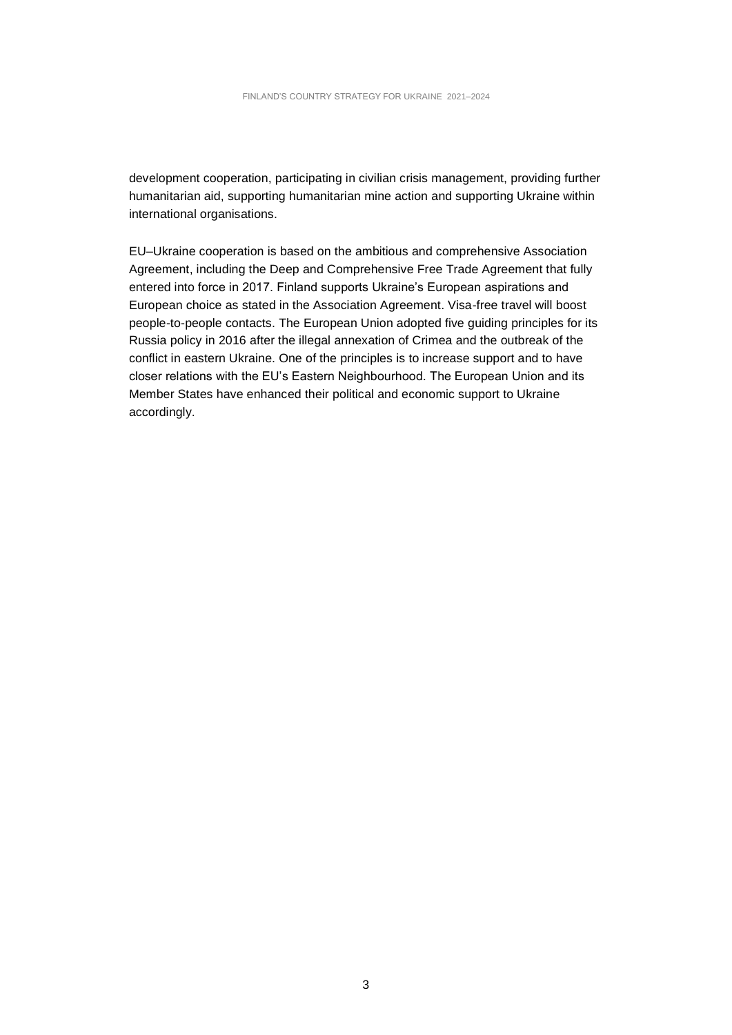development cooperation, participating in civilian crisis management, providing further humanitarian aid, supporting humanitarian mine action and supporting Ukraine within international organisations.

EU–Ukraine cooperation is based on the ambitious and comprehensive Association Agreement, including the Deep and Comprehensive Free Trade Agreement that fully entered into force in 2017. Finland supports Ukraine's European aspirations and European choice as stated in the Association Agreement. Visa-free travel will boost people-to-people contacts. The European Union adopted five guiding principles for its Russia policy in 2016 after the illegal annexation of Crimea and the outbreak of the conflict in eastern Ukraine. One of the principles is to increase support and to have closer relations with the EU's Eastern Neighbourhood. The European Union and its Member States have enhanced their political and economic support to Ukraine accordingly.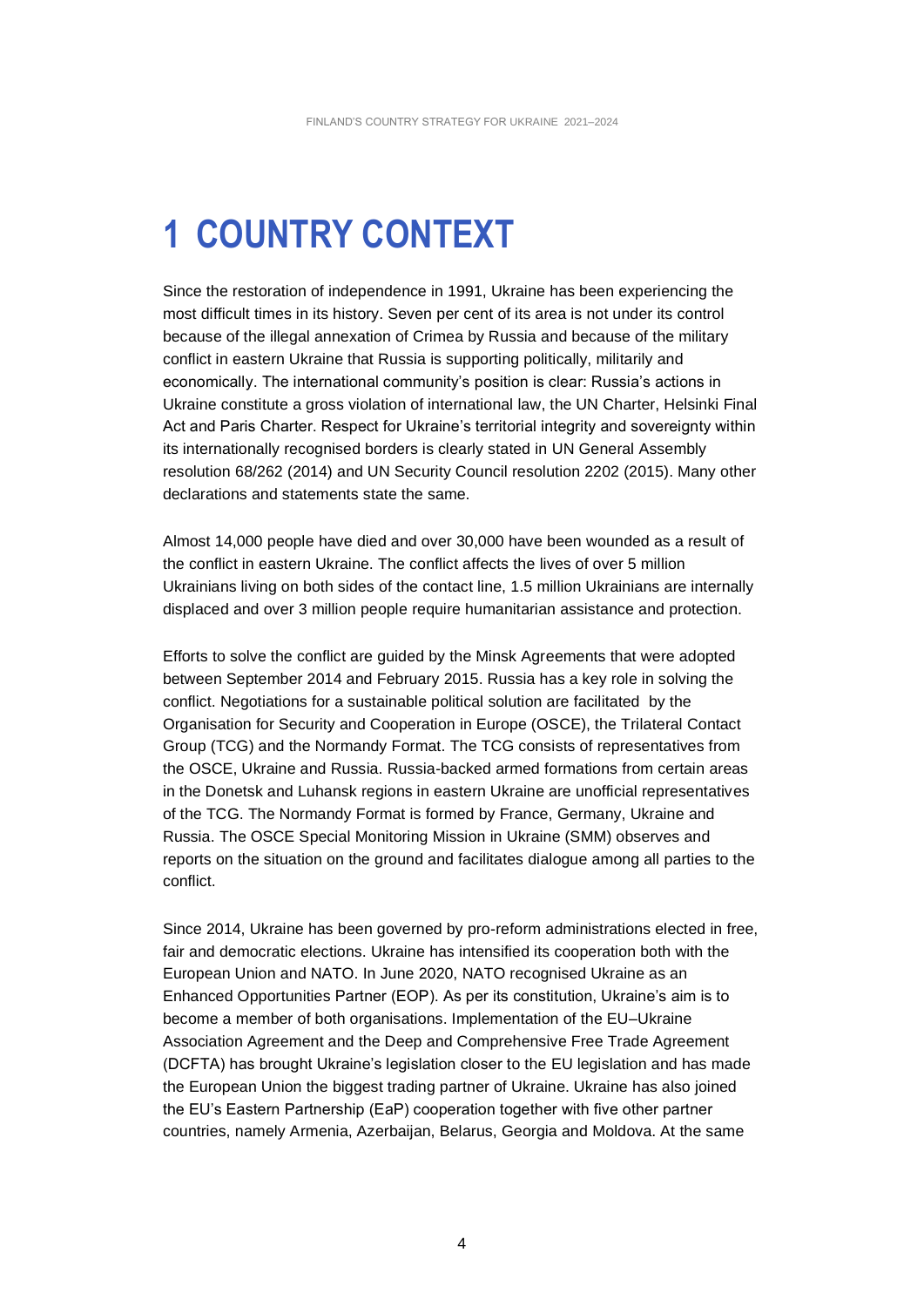# 1 COUNTRY CONTEXT

Since the restoration of independence in 1991, Ukraine has been experiencing the most difficult times in its history. Seven per cent of its area is not under its control because of the illegal annexation of Crimea by Russia and because of the military conflict in eastern Ukraine that Russia is supporting politically, militarily and economically. The international community's position is clear: Russia's actions in Ukraine constitute a gross violation of international law, the UN Charter, Helsinki Final Act and Paris Charter. Respect for Ukraine's territorial integrity and sovereignty within its internationally recognised borders is clearly stated in UN General Assembly resolution 68/262 (2014) and UN Security Council resolution 2202 (2015). Many other declarations and statements state the same.

Almost 14,000 people have died and over 30,000 have been wounded as a result of the conflict in eastern Ukraine. The conflict affects the lives of over 5 million Ukrainians living on both sides of the contact line, 1.5 million Ukrainians are internally displaced and over 3 million people require humanitarian assistance and protection.

Efforts to solve the conflict are guided by the Minsk Agreements that were adopted between September 2014 and February 2015. Russia has a key role in solving the conflict. Negotiations for a sustainable political solution are facilitated by the Organisation for Security and Cooperation in Europe (OSCE), the Trilateral Contact Group (TCG) and the Normandy Format. The TCG consists of representatives from the OSCE, Ukraine and Russia. Russia-backed armed formations from certain areas in the Donetsk and Luhansk regions in eastern Ukraine are unofficial representatives of the TCG. The Normandy Format is formed by France, Germany, Ukraine and Russia. The OSCE Special Monitoring Mission in Ukraine (SMM) observes and reports on the situation on the ground and facilitates dialogue among all parties to the conflict.

Since 2014, Ukraine has been governed by pro-reform administrations elected in free, fair and democratic elections. Ukraine has intensified its cooperation both with the European Union and NATO. In June 2020, NATO recognised Ukraine as an Enhanced Opportunities Partner (EOP). As per its constitution, Ukraine's aim is to become a member of both organisations. Implementation of the EU–Ukraine Association Agreement and the Deep and Comprehensive Free Trade Agreement (DCFTA) has brought Ukraine's legislation closer to the EU legislation and has made the European Union the biggest trading partner of Ukraine. Ukraine has also joined the EU's Eastern Partnership (EaP) cooperation together with five other partner countries, namely Armenia, Azerbaijan, Belarus, Georgia and Moldova. At the same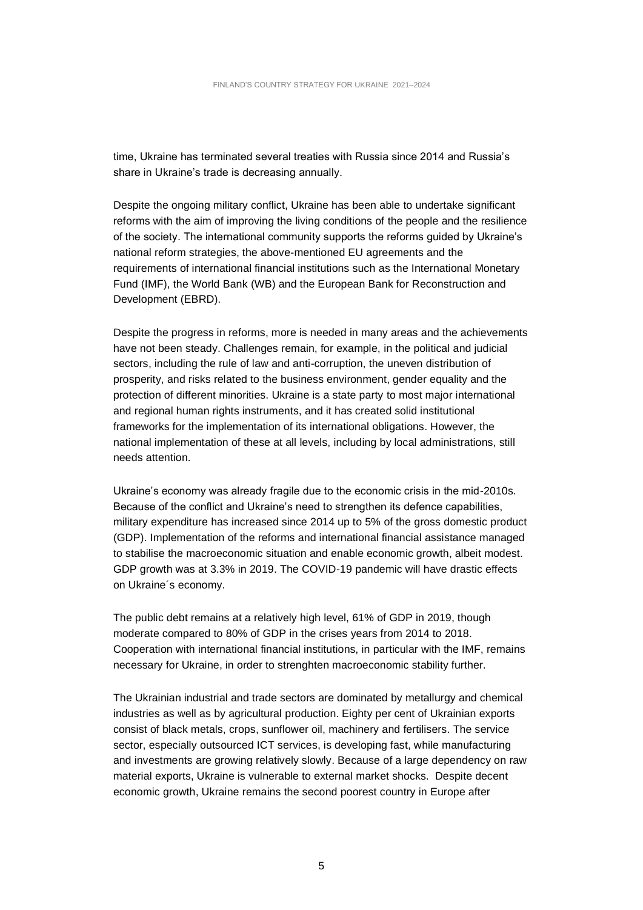time, Ukraine has terminated several treaties with Russia since 2014 and Russia's share in Ukraine's trade is decreasing annually.

Despite the ongoing military conflict, Ukraine has been able to undertake significant reforms with the aim of improving the living conditions of the people and the resilience of the society. The international community supports the reforms guided by Ukraine's national reform strategies, the above-mentioned EU agreements and the requirements of international financial institutions such as the International Monetary Fund (IMF), the World Bank (WB) and the European Bank for Reconstruction and Development (EBRD).

Despite the progress in reforms, more is needed in many areas and the achievements have not been steady. Challenges remain, for example, in the political and judicial sectors, including the rule of law and anti-corruption, the uneven distribution of prosperity, and risks related to the business environment, gender equality and the protection of different minorities. Ukraine is a state party to most major international and regional human rights instruments, and it has created solid institutional frameworks for the implementation of its international obligations. However, the national implementation of these at all levels, including by local administrations, still needs attention.

Ukraine's economy was already fragile due to the economic crisis in the mid-2010s. Because of the conflict and Ukraine's need to strengthen its defence capabilities, military expenditure has increased since 2014 up to 5% of the gross domestic product (GDP). Implementation of the reforms and international financial assistance managed to stabilise the macroeconomic situation and enable economic growth, albeit modest. GDP growth was at 3.3% in 2019. The COVID-19 pandemic will have drastic effects on Ukraine´s economy.

The public debt remains at a relatively high level, 61% of GDP in 2019, though moderate compared to 80% of GDP in the crises years from 2014 to 2018. Cooperation with international financial institutions, in particular with the IMF, remains necessary for Ukraine, in order to strenghten macroeconomic stability further.

The Ukrainian industrial and trade sectors are dominated by metallurgy and chemical industries as well as by agricultural production. Eighty per cent of Ukrainian exports consist of black metals, crops, sunflower oil, machinery and fertilisers. The service sector, especially outsourced ICT services, is developing fast, while manufacturing and investments are growing relatively slowly. Because of a large dependency on raw material exports, Ukraine is vulnerable to external market shocks. Despite decent economic growth, Ukraine remains the second poorest country in Europe after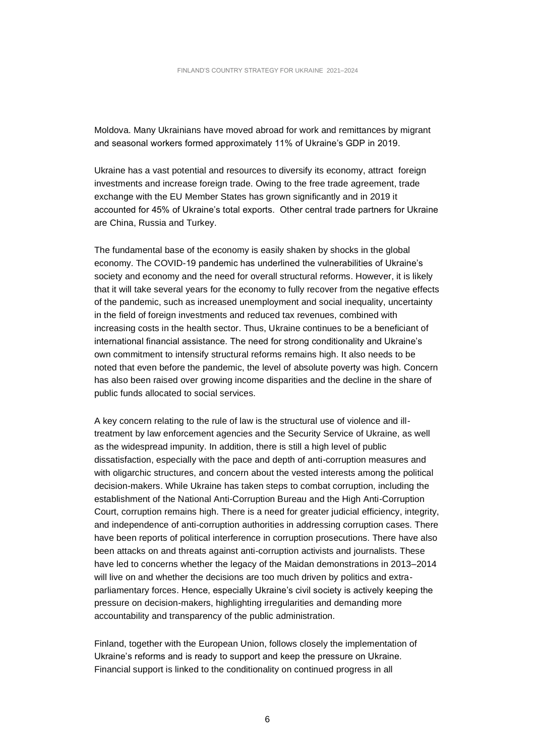Moldova. Many Ukrainians have moved abroad for work and remittances by migrant and seasonal workers formed approximately 11% of Ukraine's GDP in 2019.

Ukraine has a vast potential and resources to diversify its economy, attract foreign investments and increase foreign trade. Owing to the free trade agreement, trade exchange with the EU Member States has grown significantly and in 2019 it accounted for 45% of Ukraine's total exports. Other central trade partners for Ukraine are China, Russia and Turkey.

The fundamental base of the economy is easily shaken by shocks in the global economy. The COVID-19 pandemic has underlined the vulnerabilities of Ukraine's society and economy and the need for overall structural reforms. However, it is likely that it will take several years for the economy to fully recover from the negative effects of the pandemic, such as increased unemployment and social inequality, uncertainty in the field of foreign investments and reduced tax revenues, combined with increasing costs in the health sector. Thus, Ukraine continues to be a beneficiant of international financial assistance. The need for strong conditionality and Ukraine's own commitment to intensify structural reforms remains high. It also needs to be noted that even before the pandemic, the level of absolute poverty was high. Concern has also been raised over growing income disparities and the decline in the share of public funds allocated to social services.

A key concern relating to the rule of law is the structural use of violence and ill-treatment by law enforcement agencies and the Security Service of Ukraine, as well as the widespread impunity. In addition, there is still a high level of public dissatisfaction, especially with the pace and depth of anti-corruption measures and with oligarchic structures, and concern about the vested interests among the political decision-makers. While Ukraine has taken steps to combat corruption, including the establishment of the National Anti-Corruption Bureau and the High Anti-Corruption Court, corruption remains high. There is a need for greater judicial efficiency, integrity, and independence of anti-corruption authorities in addressing corruption cases. There have been reports of political interference in corruption prosecutions. There have also been attacks on and threats against anti-corruption activists and journalists. These have led to concerns whether the legacy of the Maidan demonstrations in 2013–2014 will live on and whether the decisions are too much driven by politics and extra-parliamentary forces. Hence, especially Ukraine's civil society is actively keeping the pressure on decision-makers, highlighting irregularities and demanding more accountability and transparency of the public administration.

Finland, together with the European Union, follows closely the implementation of Ukraine's reforms and is ready to support and keep the pressure on Ukraine. Financial support is linked to the conditionality on continued progress in all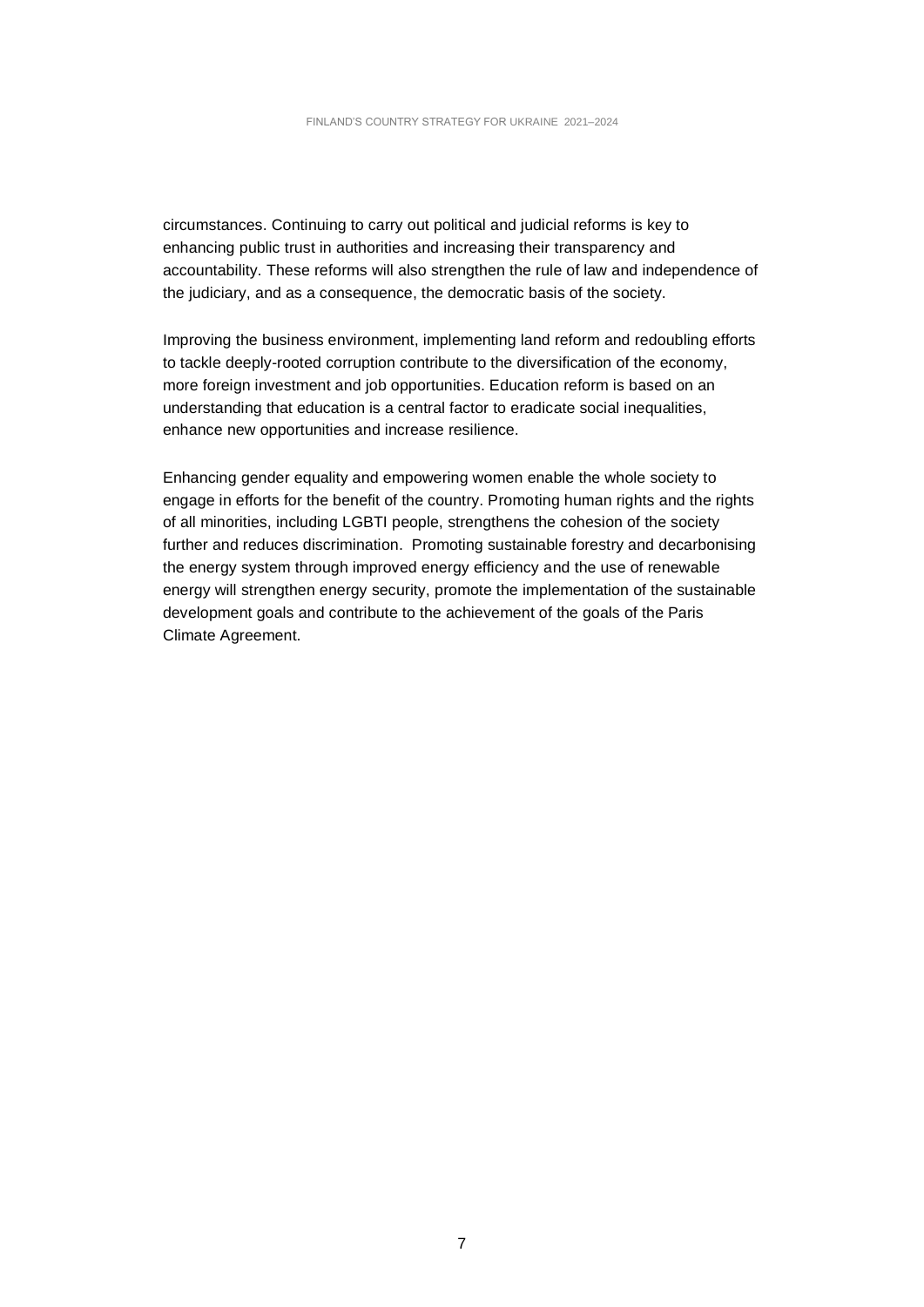circumstances. Continuing to carry out political and judicial reforms is key to enhancing public trust in authorities and increasing their transparency and accountability. These reforms will also strengthen the rule of law and independence of the judiciary, and as a consequence, the democratic basis of the society.

Improving the business environment, implementing land reform and redoubling efforts to tackle deeply-rooted corruption contribute to the diversification of the economy, more foreign investment and job opportunities. Education reform is based on an understanding that education is a central factor to eradicate social inequalities, enhance new opportunities and increase resilience.

Enhancing gender equality and empowering women enable the whole society to engage in efforts for the benefit of the country. Promoting human rights and the rights of all minorities, including LGBTI people, strengthens the cohesion of the society further and reduces discrimination. Promoting sustainable forestry and decarbonising the energy system through improved energy efficiency and the use of renewable energy will strengthen energy security, promote the implementation of the sustainable development goals and contribute to the achievement of the goals of the Paris Climate Agreement.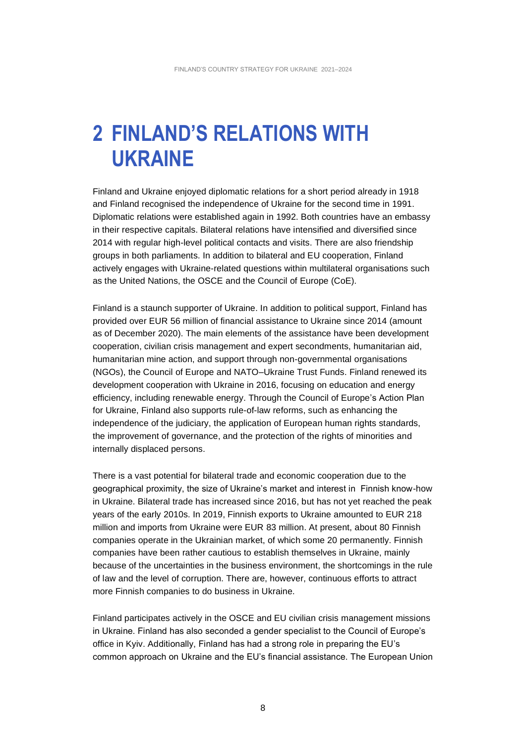# 2 FINLAND'S RELATIONS WITH UKRAINE

Finland and Ukraine enjoyed diplomatic relations for a short period already in 1918 and Finland recognised the independence of Ukraine for the second time in 1991. Diplomatic relations were established again in 1992. Both countries have an embassy in their respective capitals. Bilateral relations have intensified and diversified since 2014 with regular high-level political contacts and visits. There are also friendship groups in both parliaments. In addition to bilateral and EU cooperation, Finland actively engages with Ukraine-related questions within multilateral organisations such as the United Nations, the OSCE and the Council of Europe (CoE).

Finland is a staunch supporter of Ukraine. In addition to political support, Finland has provided over EUR 56 million of financial assistance to Ukraine since 2014 (amount as of December 2020). The main elements of the assistance have been development cooperation, civilian crisis management and expert secondments, humanitarian aid, humanitarian mine action, and support through non-governmental organisations (NGOs), the Council of Europe and NATO–Ukraine Trust Funds. Finland renewed its development cooperation with Ukraine in 2016, focusing on education and energy efficiency, including renewable energy. Through the Council of Europe's Action Plan for Ukraine, Finland also supports rule-of-law reforms, such as enhancing the independence of the judiciary, the application of European human rights standards, the improvement of governance, and the protection of the rights of minorities and internally displaced persons.

There is a vast potential for bilateral trade and economic cooperation due to the geographical proximity, the size of Ukraine's market and interest in Finnish know-how in Ukraine. Bilateral trade has increased since 2016, but has not yet reached the peak years of the early 2010s. In 2019, Finnish exports to Ukraine amounted to EUR 218 million and imports from Ukraine were EUR 83 million. At present, about 80 Finnish companies operate in the Ukrainian market, of which some 20 permanently. Finnish companies have been rather cautious to establish themselves in Ukraine, mainly because of the uncertainties in the business environment, the shortcomings in the rule of law and the level of corruption. There are, however, continuous efforts to attract more Finnish companies to do business in Ukraine.

Finland participates actively in the OSCE and EU civilian crisis management missions in Ukraine. Finland has also seconded a gender specialist to the Council of Europe's office in Kyiv. Additionally, Finland has had a strong role in preparing the EU's common approach on Ukraine and the EU's financial assistance. The European Union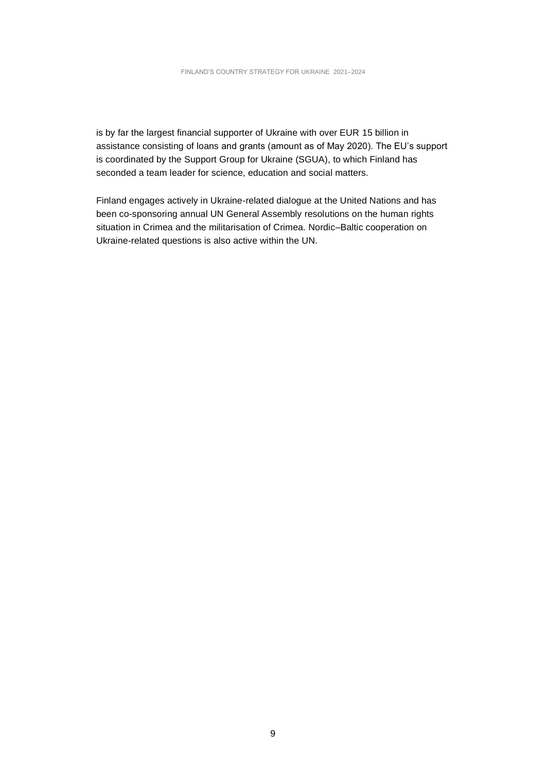is by far the largest financial supporter of Ukraine with over EUR 15 billion in assistance consisting of loans and grants (amount as of May 2020). The EU's support is coordinated by the Support Group for Ukraine (SGUA), to which Finland has seconded a team leader for science, education and social matters.

Finland engages actively in Ukraine-related dialogue at the United Nations and has been co-sponsoring annual UN General Assembly resolutions on the human rights situation in Crimea and the militarisation of Crimea. Nordic–Baltic cooperation on Ukraine-related questions is also active within the UN.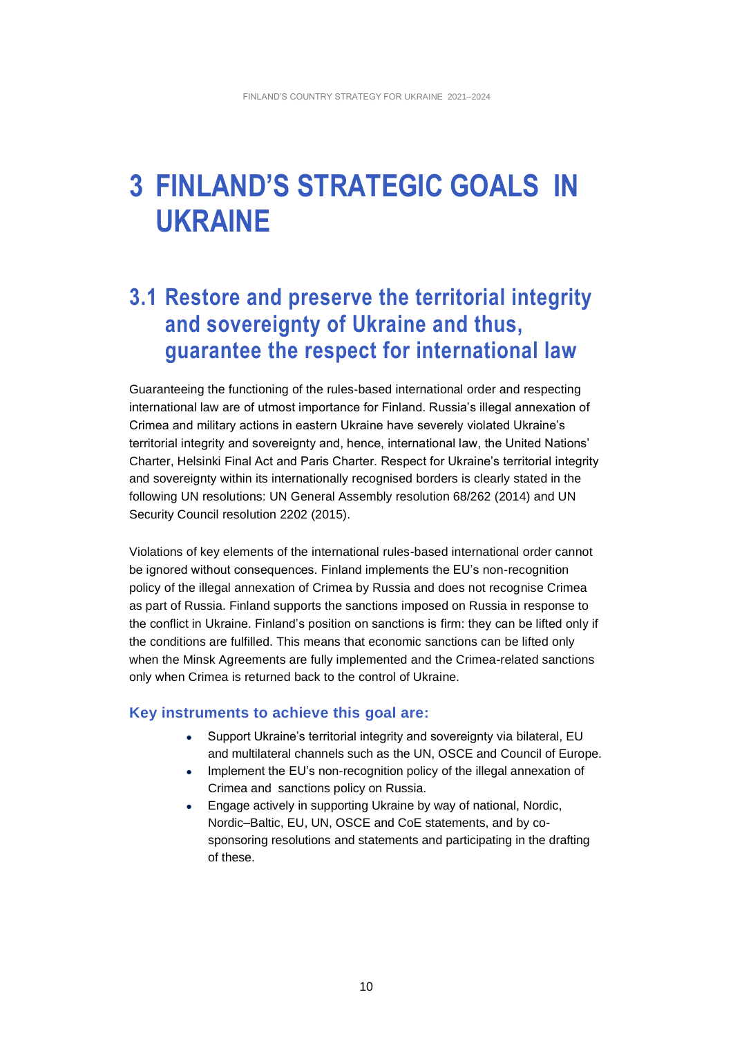# 3 FINLAND'S STRATEGIC GOALS IN UKRAINE

## 3.1 Restore and preserve the territorial integrity and sovereignty of Ukraine and thus, guarantee the respect for international law

Guaranteeing the functioning of the rules-based international order and respecting international law are of utmost importance for Finland. Russia's illegal annexation of Crimea and military actions in eastern Ukraine have severely violated Ukraine's territorial integrity and sovereignty and, hence, international law, the United Nations' Charter, Helsinki Final Act and Paris Charter. Respect for Ukraine's territorial integrity and sovereignty within its internationally recognised borders is clearly stated in the following UN resolutions: UN General Assembly resolution 68/262 (2014) and UN Security Council resolution 2202 (2015).

Violations of key elements of the international rules-based international order cannot be ignored without consequences. Finland implements the EU's non-recognition policy of the illegal annexation of Crimea by Russia and does not recognise Crimea as part of Russia. Finland supports the sanctions imposed on Russia in response to the conflict in Ukraine. Finland's position on sanctions is firm: they can be lifted only if the conditions are fulfilled. This means that economic sanctions can be lifted only when the Minsk Agreements are fully implemented and the Crimea-related sanctions only when Crimea is returned back to the control of Ukraine.

### Key instruments to achieve this goal are:

- Support Ukraine's territorial integrity and sovereignty via bilateral, EU and multilateral channels such as the UN, OSCE and Council of Europe.
- Implement the EU's non-recognition policy of the illegal annexation of Crimea and sanctions policy on Russia.
- Engage actively in supporting Ukraine by way of national, Nordic, Nordic–Baltic, EU, UN, OSCE and CoE statements, and by co-sponsoring resolutions and statements and participating in the drafting of these.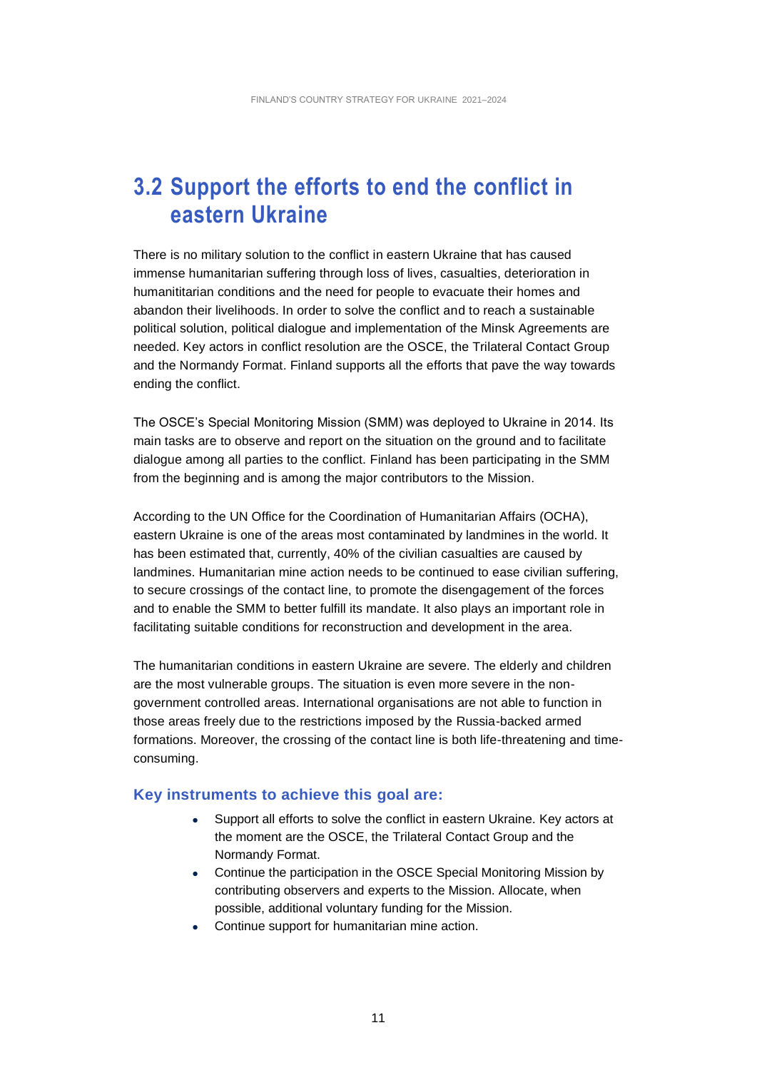## 3.2 Support the efforts to end the conflict in eastern Ukraine

There is no military solution to the conflict in eastern Ukraine that has caused immense humanitarian suffering through loss of lives, casualties, deterioration in humanititarian conditions and the need for people to evacuate their homes and abandon their livelihoods. In order to solve the conflict and to reach a sustainable political solution, political dialogue and implementation of the Minsk Agreements are needed. Key actors in conflict resolution are the OSCE, the Trilateral Contact Group and the Normandy Format. Finland supports all the efforts that pave the way towards ending the conflict.

The OSCE's Special Monitoring Mission (SMM) was deployed to Ukraine in 2014. Its main tasks are to observe and report on the situation on the ground and to facilitate dialogue among all parties to the conflict. Finland has been participating in the SMM from the beginning and is among the major contributors to the Mission.

According to the UN Office for the Coordination of Humanitarian Affairs (OCHA), eastern Ukraine is one of the areas most contaminated by landmines in the world. It has been estimated that, currently, 40% of the civilian casualties are caused by landmines. Humanitarian mine action needs to be continued to ease civilian suffering, to secure crossings of the contact line, to promote the disengagement of the forces and to enable the SMM to better fulfill its mandate. It also plays an important role in facilitating suitable conditions for reconstruction and development in the area.

The humanitarian conditions in eastern Ukraine are severe. The elderly and children are the most vulnerable groups. The situation is even more severe in the non-government controlled areas. International organisations are not able to function in those areas freely due to the restrictions imposed by the Russia-backed armed formations. Moreover, the crossing of the contact line is both life-threatening and time-consuming.

### Key instruments to achieve this goal are:

- Support all efforts to solve the conflict in eastern Ukraine. Key actors at the moment are the OSCE, the Trilateral Contact Group and the Normandy Format.
- Continue the participation in the OSCE Special Monitoring Mission by contributing observers and experts to the Mission. Allocate, when possible, additional voluntary funding for the Mission.
- Continue support for humanitarian mine action.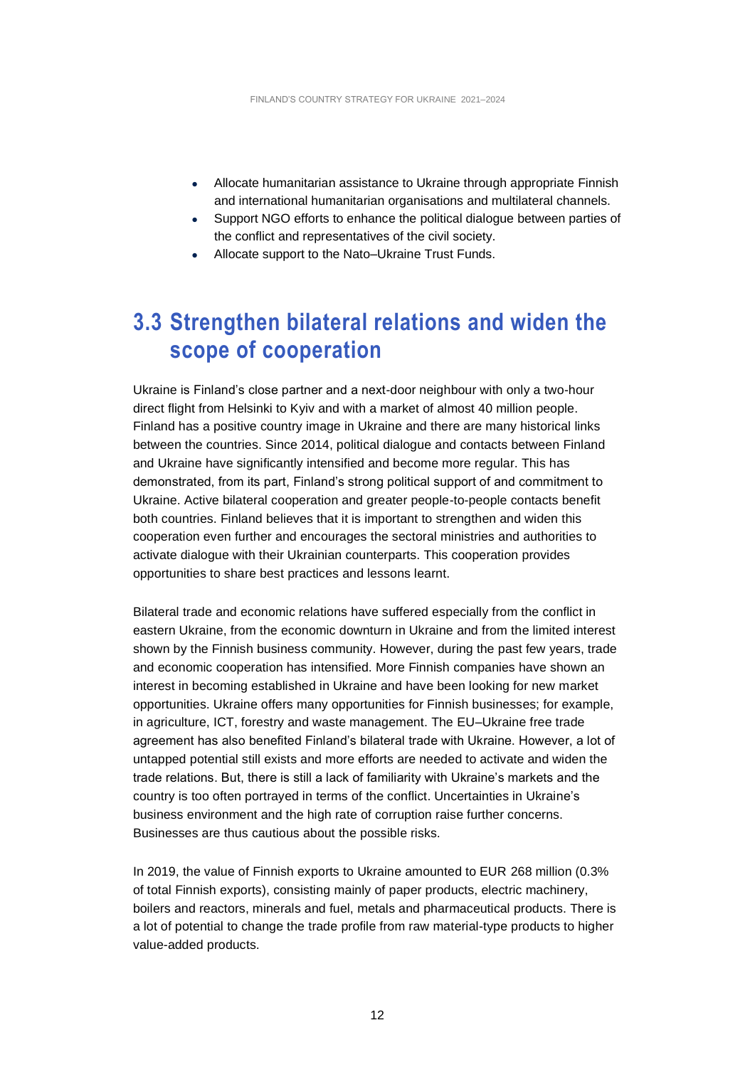- Allocate humanitarian assistance to Ukraine through appropriate Finnish and international humanitarian organisations and multilateral channels.
- Support NGO efforts to enhance the political dialogue between parties of the conflict and representatives of the civil society.
- Allocate support to the Nato–Ukraine Trust Funds.

## 3.3 Strengthen bilateral relations and widen the scope of cooperation

Ukraine is Finland's close partner and a next-door neighbour with only a two-hour direct flight from Helsinki to Kyiv and with a market of almost 40 million people. Finland has a positive country image in Ukraine and there are many historical links between the countries. Since 2014, political dialogue and contacts between Finland and Ukraine have significantly intensified and become more regular. This has demonstrated, from its part, Finland's strong political support of and commitment to Ukraine. Active bilateral cooperation and greater people-to-people contacts benefit both countries. Finland believes that it is important to strengthen and widen this cooperation even further and encourages the sectoral ministries and authorities to activate dialogue with their Ukrainian counterparts. This cooperation provides opportunities to share best practices and lessons learnt.

Bilateral trade and economic relations have suffered especially from the conflict in eastern Ukraine, from the economic downturn in Ukraine and from the limited interest shown by the Finnish business community. However, during the past few years, trade and economic cooperation has intensified. More Finnish companies have shown an interest in becoming established in Ukraine and have been looking for new market opportunities. Ukraine offers many opportunities for Finnish businesses; for example, in agriculture, ICT, forestry and waste management. The EU–Ukraine free trade agreement has also benefited Finland's bilateral trade with Ukraine. However, a lot of untapped potential still exists and more efforts are needed to activate and widen the trade relations. But, there is still a lack of familiarity with Ukraine's markets and the country is too often portrayed in terms of the conflict. Uncertainties in Ukraine's business environment and the high rate of corruption raise further concerns. Businesses are thus cautious about the possible risks.

In 2019, the value of Finnish exports to Ukraine amounted to EUR 268 million (0.3% of total Finnish exports), consisting mainly of paper products, electric machinery, boilers and reactors, minerals and fuel, metals and pharmaceutical products. There is a lot of potential to change the trade profile from raw material-type products to higher value-added products.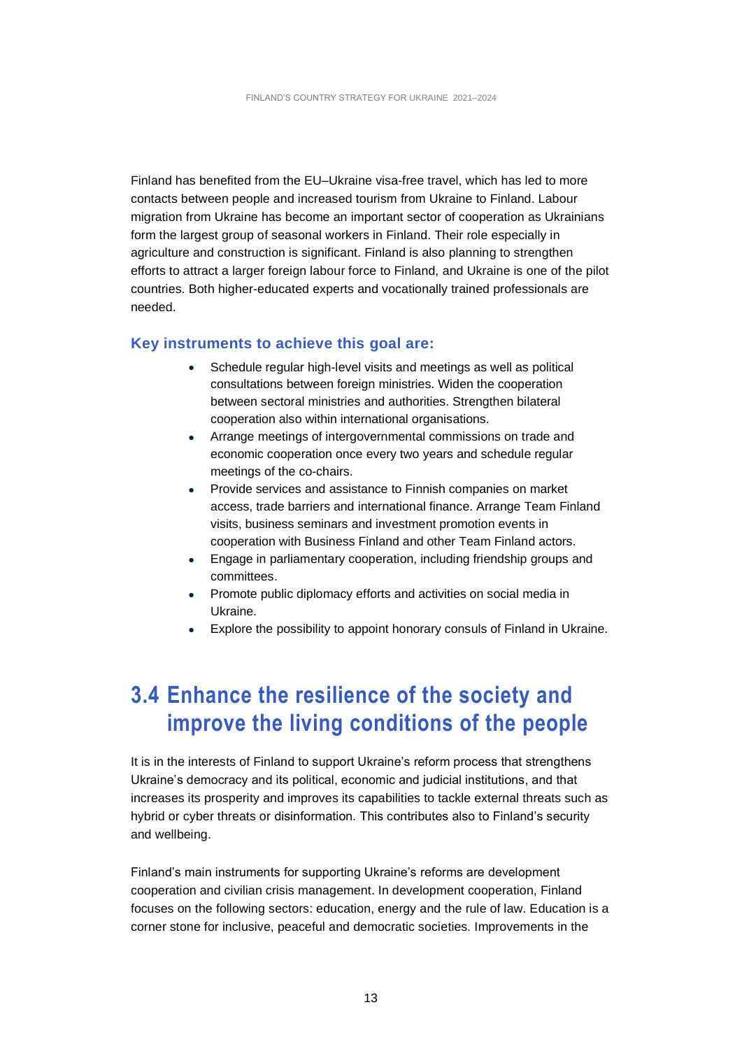Finland has benefited from the EU–Ukraine visa-free travel, which has led to more contacts between people and increased tourism from Ukraine to Finland. Labour migration from Ukraine has become an important sector of cooperation as Ukrainians form the largest group of seasonal workers in Finland. Their role especially in agriculture and construction is significant. Finland is also planning to strengthen efforts to attract a larger foreign labour force to Finland, and Ukraine is one of the pilot countries. Both higher-educated experts and vocationally trained professionals are needed.

### Key instruments to achieve this goal are:

- Schedule regular high-level visits and meetings as well as political consultations between foreign ministries. Widen the cooperation between sectoral ministries and authorities. Strengthen bilateral cooperation also within international organisations.
- Arrange meetings of intergovernmental commissions on trade and economic cooperation once every two years and schedule regular meetings of the co-chairs.
- Provide services and assistance to Finnish companies on market access, trade barriers and international finance. Arrange Team Finland visits, business seminars and investment promotion events in cooperation with Business Finland and other Team Finland actors.
- Engage in parliamentary cooperation, including friendship groups and committees.
- Promote public diplomacy efforts and activities on social media in Ukraine.
- Explore the possibility to appoint honorary consuls of Finland in Ukraine.

## 3.4 Enhance the resilience of the society and improve the living conditions of the people

It is in the interests of Finland to support Ukraine's reform process that strengthens Ukraine's democracy and its political, economic and judicial institutions, and that increases its prosperity and improves its capabilities to tackle external threats such as hybrid or cyber threats or disinformation. This contributes also to Finland's security and wellbeing.

Finland's main instruments for supporting Ukraine's reforms are development cooperation and civilian crisis management. In development cooperation, Finland focuses on the following sectors: education, energy and the rule of law. Education is a corner stone for inclusive, peaceful and democratic societies. Improvements in the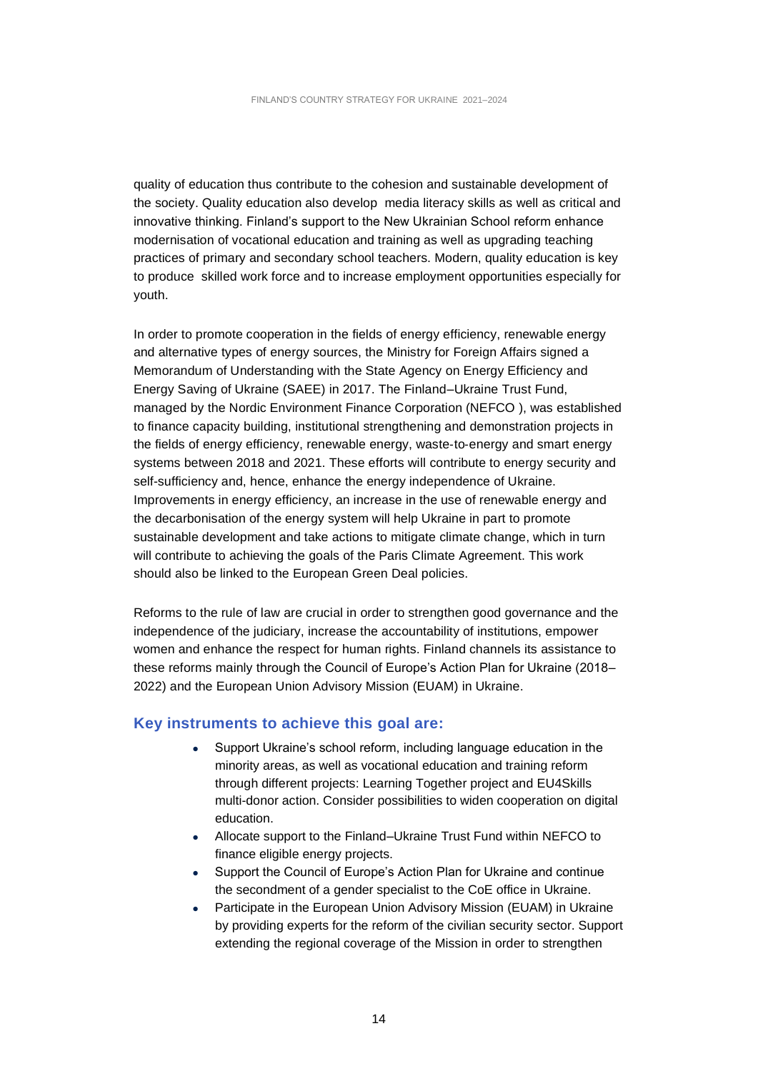quality of education thus contribute to the cohesion and sustainable development of the society. Quality education also develop media literacy skills as well as critical and innovative thinking. Finland's support to the New Ukrainian School reform enhance modernisation of vocational education and training as well as upgrading teaching practices of primary and secondary school teachers. Modern, quality education is key to produce skilled work force and to increase employment opportunities especially for youth.

In order to promote cooperation in the fields of energy efficiency, renewable energy and alternative types of energy sources, the Ministry for Foreign Affairs signed a Memorandum of Understanding with the State Agency on Energy Efficiency and Energy Saving of Ukraine (SAEE) in 2017. The Finland–Ukraine Trust Fund, managed by the Nordic Environment Finance Corporation (NEFCO ), was established to finance capacity building, institutional strengthening and demonstration projects in the fields of energy efficiency, renewable energy, waste-to-energy and smart energy systems between 2018 and 2021. These efforts will contribute to energy security and self-sufficiency and, hence, enhance the energy independence of Ukraine. Improvements in energy efficiency, an increase in the use of renewable energy and the decarbonisation of the energy system will help Ukraine in part to promote sustainable development and take actions to mitigate climate change, which in turn will contribute to achieving the goals of the Paris Climate Agreement. This work should also be linked to the European Green Deal policies.

Reforms to the rule of law are crucial in order to strengthen good governance and the independence of the judiciary, increase the accountability of institutions, empower women and enhance the respect for human rights. Finland channels its assistance to these reforms mainly through the Council of Europe's Action Plan for Ukraine (2018–2022) and the European Union Advisory Mission (EUAM) in Ukraine.

### Key instruments to achieve this goal are:

- Support Ukraine's school reform, including language education in the minority areas, as well as vocational education and training reform through different projects: Learning Together project and EU4Skills multi-donor action. Consider possibilities to widen cooperation on digital education.
- Allocate support to the Finland–Ukraine Trust Fund within NEFCO to finance eligible energy projects.
- Support the Council of Europe's Action Plan for Ukraine and continue the secondment of a gender specialist to the CoE office in Ukraine.
- Participate in the European Union Advisory Mission (EUAM) in Ukraine by providing experts for the reform of the civilian security sector. Support extending the regional coverage of the Mission in order to strengthen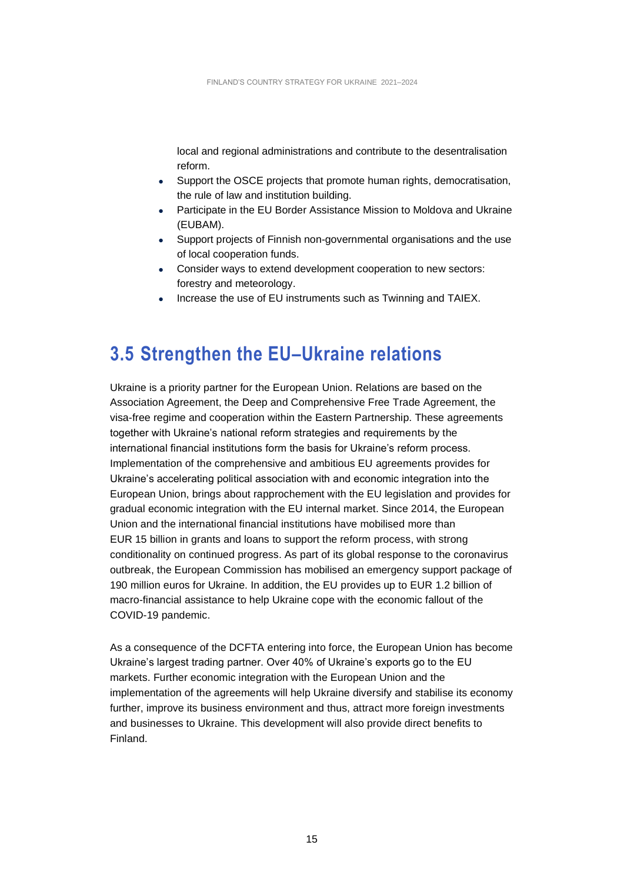local and regional administrations and contribute to the desentralisation reform.

- Support the OSCE projects that promote human rights, democratisation, the rule of law and institution building.
- Participate in the EU Border Assistance Mission to Moldova and Ukraine (EUBAM).
- Support projects of Finnish non-governmental organisations and the use of local cooperation funds.
- Consider ways to extend development cooperation to new sectors: forestry and meteorology.
- Increase the use of EU instruments such as Twinning and TAIEX.

## 3.5 Strengthen the EU–Ukraine relations

Ukraine is a priority partner for the European Union. Relations are based on the Association Agreement, the Deep and Comprehensive Free Trade Agreement, the visa-free regime and cooperation within the Eastern Partnership. These agreements together with Ukraine's national reform strategies and requirements by the international financial institutions form the basis for Ukraine's reform process. Implementation of the comprehensive and ambitious EU agreements provides for Ukraine's accelerating political association with and economic integration into the European Union, brings about rapprochement with the EU legislation and provides for gradual economic integration with the EU internal market. Since 2014, the European Union and the international financial institutions have mobilised more than EUR 15 billion in grants and loans to support the reform process, with strong conditionality on continued progress. As part of its global response to the coronavirus outbreak, the European Commission has mobilised an emergency support package of 190 million euros for Ukraine. In addition, the EU provides up to EUR 1.2 billion of macro-financial assistance to help Ukraine cope with the economic fallout of the COVID-19 pandemic.

As a consequence of the DCFTA entering into force, the European Union has become Ukraine's largest trading partner. Over 40% of Ukraine's exports go to the EU markets. Further economic integration with the European Union and the implementation of the agreements will help Ukraine diversify and stabilise its economy further, improve its business environment and thus, attract more foreign investments and businesses to Ukraine. This development will also provide direct benefits to Finland.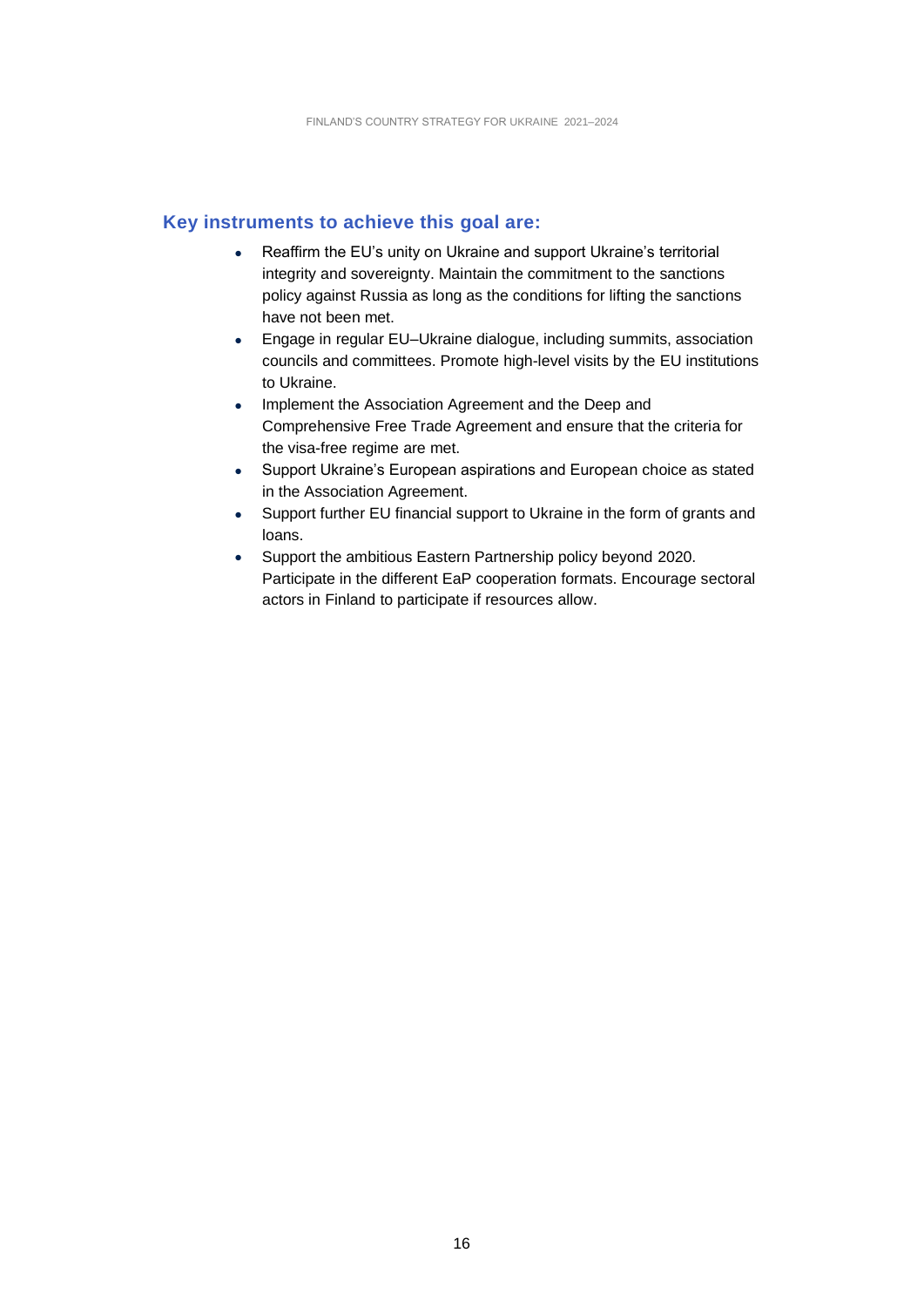### Key instruments to achieve this goal are:

- Reaffirm the EU's unity on Ukraine and support Ukraine's territorial integrity and sovereignty. Maintain the commitment to the sanctions policy against Russia as long as the conditions for lifting the sanctions have not been met.
- Engage in regular EU–Ukraine dialogue, including summits, association councils and committees. Promote high-level visits by the EU institutions to Ukraine.
- Implement the Association Agreement and the Deep and Comprehensive Free Trade Agreement and ensure that the criteria for the visa-free regime are met.
- Support Ukraine's European aspirations and European choice as stated in the Association Agreement.
- Support further EU financial support to Ukraine in the form of grants and loans.
- Support the ambitious Eastern Partnership policy beyond 2020. Participate in the different EaP cooperation formats. Encourage sectoral actors in Finland to participate if resources allow.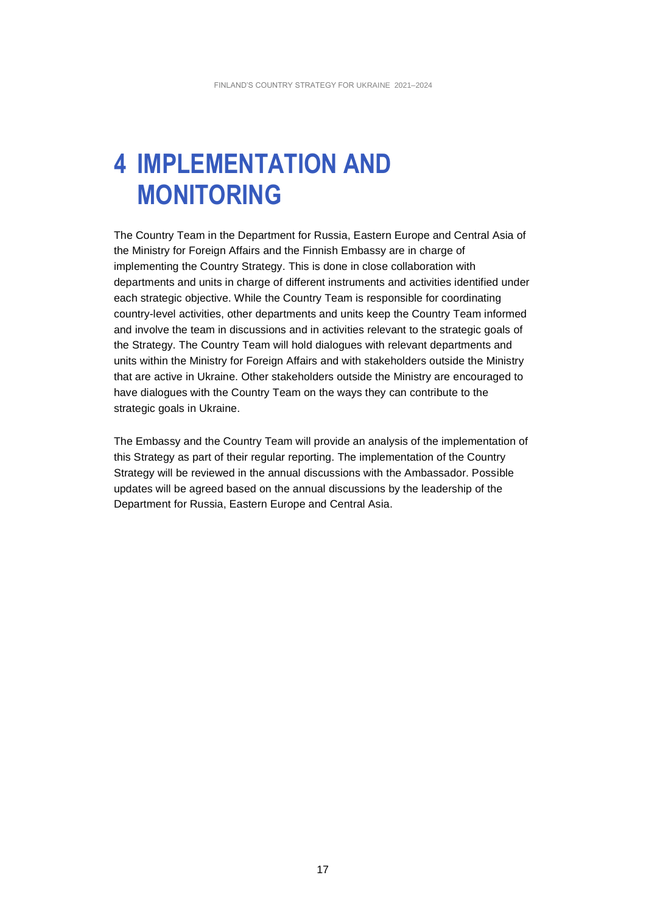# 4 IMPLEMENTATION AND MONITORING

The Country Team in the Department for Russia, Eastern Europe and Central Asia of the Ministry for Foreign Affairs and the Finnish Embassy are in charge of implementing the Country Strategy. This is done in close collaboration with departments and units in charge of different instruments and activities identified under each strategic objective. While the Country Team is responsible for coordinating country-level activities, other departments and units keep the Country Team informed and involve the team in discussions and in activities relevant to the strategic goals of the Strategy. The Country Team will hold dialogues with relevant departments and units within the Ministry for Foreign Affairs and with stakeholders outside the Ministry that are active in Ukraine. Other stakeholders outside the Ministry are encouraged to have dialogues with the Country Team on the ways they can contribute to the strategic goals in Ukraine.

The Embassy and the Country Team will provide an analysis of the implementation of this Strategy as part of their regular reporting. The implementation of the Country Strategy will be reviewed in the annual discussions with the Ambassador. Possible updates will be agreed based on the annual discussions by the leadership of the Department for Russia, Eastern Europe and Central Asia.